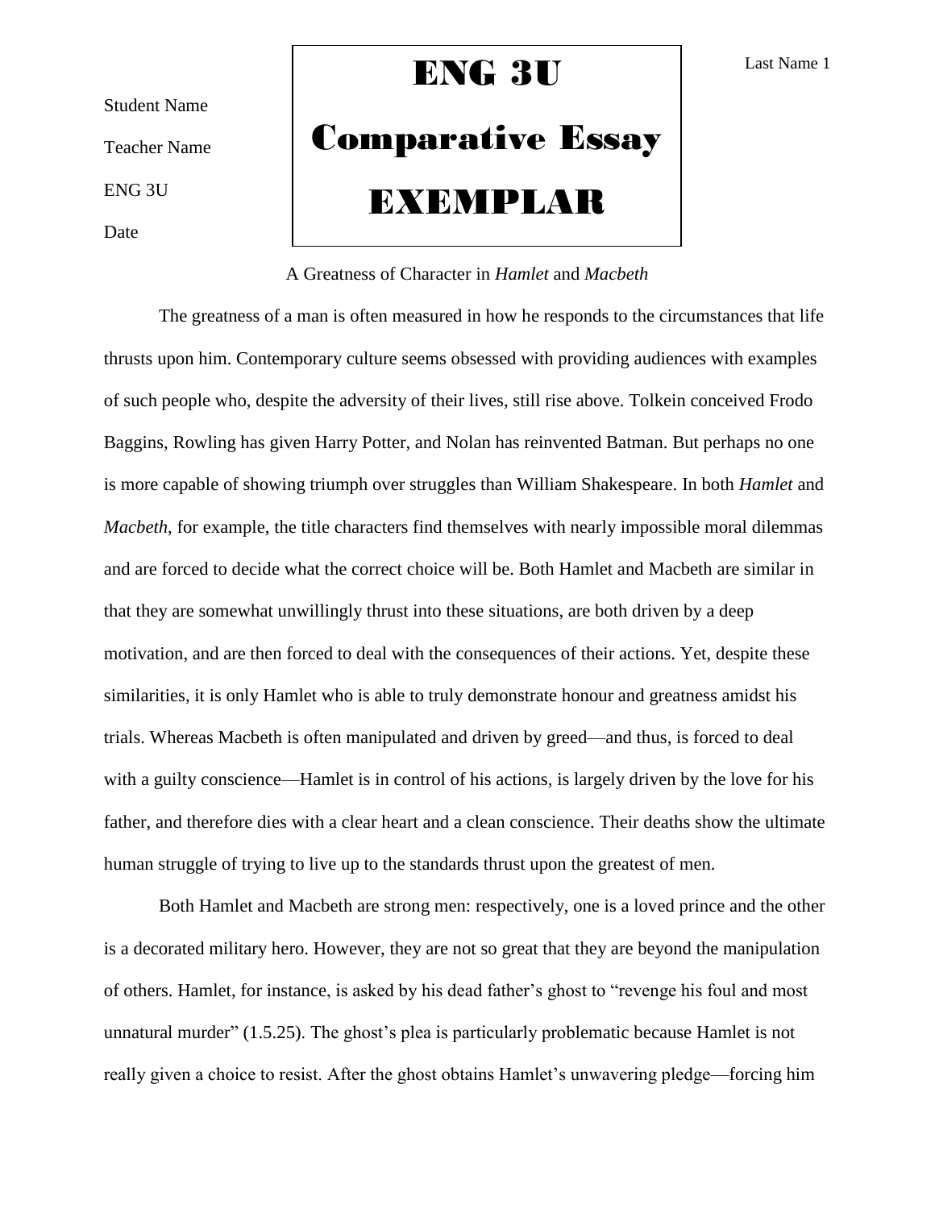Student Name

Teacher Name

ENG 3U

Date

# ENG 3U Comparative Essay EXEMPLAR

A Greatness of Character in *Hamlet* and *Macbeth*

The greatness of a man is often measured in how he responds to the circumstances that life thrusts upon him. Contemporary culture seems obsessed with providing audiences with examples of such people who, despite the adversity of their lives, still rise above. Tolkein conceived Frodo Baggins, Rowling has given Harry Potter, and Nolan has reinvented Batman. But perhaps no one is more capable of showing triumph over struggles than William Shakespeare. In both *Hamlet* and *Macbeth*, for example, the title characters find themselves with nearly impossible moral dilemmas and are forced to decide what the correct choice will be. Both Hamlet and Macbeth are similar in that they are somewhat unwillingly thrust into these situations, are both driven by a deep motivation, and are then forced to deal with the consequences of their actions. Yet, despite these similarities, it is only Hamlet who is able to truly demonstrate honour and greatness amidst his trials. Whereas Macbeth is often manipulated and driven by greed—and thus, is forced to deal with a guilty conscience—Hamlet is in control of his actions, is largely driven by the love for his father, and therefore dies with a clear heart and a clean conscience. Their deaths show the ultimate human struggle of trying to live up to the standards thrust upon the greatest of men.

Both Hamlet and Macbeth are strong men: respectively, one is a loved prince and the other is a decorated military hero. However, they are not so great that they are beyond the manipulation of others. Hamlet, for instance, is asked by his dead father's ghost to "revenge his foul and most unnatural murder" (1.5.25). The ghost's plea is particularly problematic because Hamlet is not really given a choice to resist. After the ghost obtains Hamlet's unwavering pledge—forcing him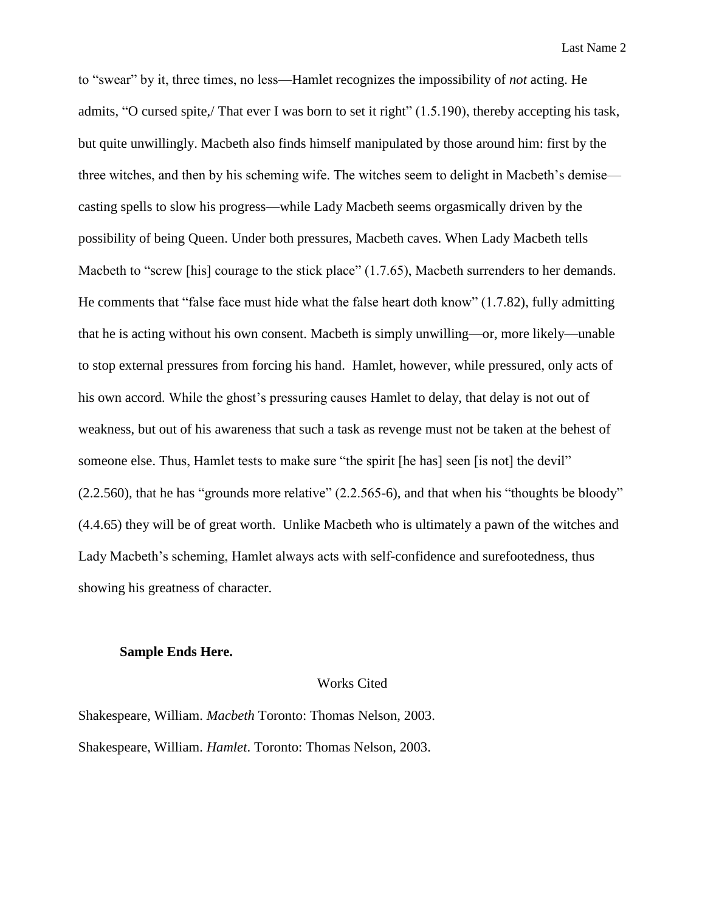to "swear" by it, three times, no less—Hamlet recognizes the impossibility of *not* acting. He admits, "O cursed spite,/ That ever I was born to set it right" (1.5.190), thereby accepting his task, but quite unwillingly. Macbeth also finds himself manipulated by those around him: first by the three witches, and then by his scheming wife. The witches seem to delight in Macbeth's demise—casting spells to slow his progress—while Lady Macbeth seems orgasmically driven by the possibility of being Queen. Under both pressures, Macbeth caves. When Lady Macbeth tells Macbeth to "screw [his] courage to the stick place" (1.7.65), Macbeth surrenders to her demands. He comments that "false face must hide what the false heart doth know" (1.7.82), fully admitting that he is acting without his own consent. Macbeth is simply unwilling—or, more likely—unable to stop external pressures from forcing his hand. Hamlet, however, while pressured, only acts of his own accord. While the ghost's pressuring causes Hamlet to delay, that delay is not out of weakness, but out of his awareness that such a task as revenge must not be taken at the behest of someone else. Thus, Hamlet tests to make sure "the spirit [he has] seen [is not] the devil" (2.2.560), that he has "grounds more relative" (2.2.565-6), and that when his "thoughts be bloody" (4.4.65) they will be of great worth. Unlike Macbeth who is ultimately a pawn of the witches and Lady Macbeth's scheming, Hamlet always acts with self-confidence and surefootedness, thus showing his greatness of character.

**Sample Ends Here.**

Works Cited

Shakespeare, William. *Macbeth* Toronto: Thomas Nelson, 2003.

Shakespeare, William. *Hamlet*. Toronto: Thomas Nelson, 2003.